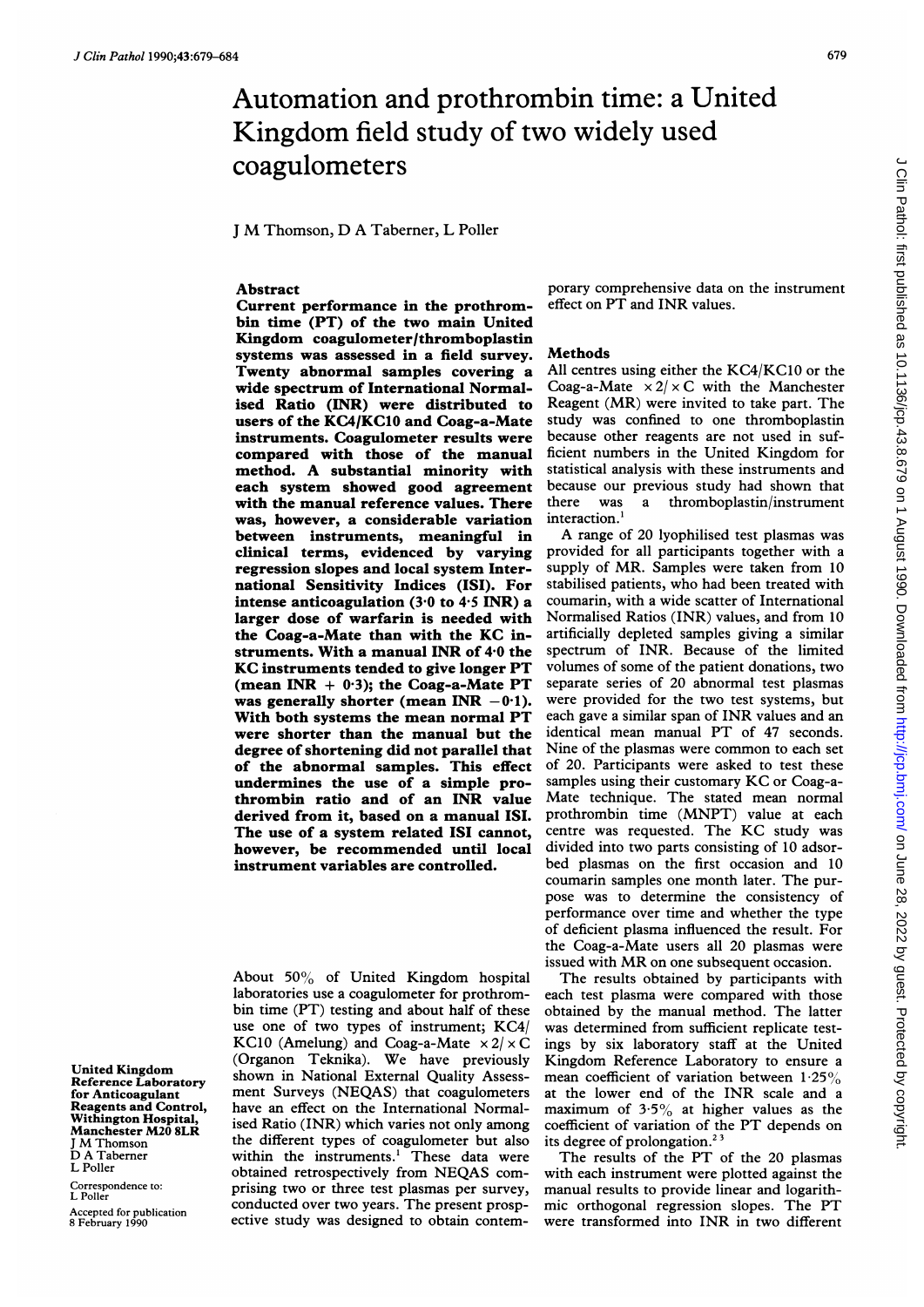# Automation and prothrombin time: a United Kingdom field study of two widely used coagulometers

J M Thomson, D A Taberner, L Poller

United Kingdom Reference Laboratory for Anticoagulant Reagents and Control, Withington Hospital, Manchester M20 8LR
J M Thomson
D A Taberner
L Poller

Correspondence to: L Poller

Accepted for publication 8 February 1990

## Abstract

**Current performance in the prothrombin time (PT) of the two main United Kingdom coagulometer/thromboplastin systems was assessed in a field survey. Twenty abnormal samples covering a wide spectrum of International Normalised Ratio (INR) were distributed to users of the KC4/KC10 and Coag-a-Mate instruments. Coagulometer results were compared with those of the manual method. A substantial minority with each system showed good agreement with the manual reference values. There was, however, a considerable variation between instruments, meaningful in clinical terms, evidenced by varying regression slopes and local system International Sensitivity Indices (ISI). For intense anticoagulation (3·0 to 4·5 INR) a larger dose of warfarin is needed with the Coag-a-Mate than with the KC instruments. With a manual INR of 4·0 the KC instruments tended to give longer PT (mean INR + 0·3); the Coag-a-Mate PT was generally shorter (mean INR −0·1). With both systems the mean normal PT were shorter than the manual but the degree of shortening did not parallel that of the abnormal samples. This effect undermines the use of a simple prothrombin ratio and of an INR value derived from it, based on a manual ISI. The use of a system related ISI cannot, however, be recommended until local instrument variables are controlled.**

About 50% of United Kingdom hospital laboratories use a coagulometer for prothrombin time (PT) testing and about half of these use one of two types of instrument; KC4/KC10 (Amelung) and Coag-a-Mate ×2/×C (Organon Teknika). We have previously shown in National External Quality Assessment Surveys (NEQAS) that coagulometers have an effect on the International Normalised Ratio (INR) which varies not only among the different types of coagulometer but also within the instruments.[1] These data were obtained retrospectively from NEQAS comprising two or three test plasmas per survey, conducted over two years. The present prospective study was designed to obtain contemporary comprehensive data on the instrument effect on PT and INR values.

## Methods

All centres using either the KC4/KC10 or the Coag-a-Mate ×2/×C with the Manchester Reagent (MR) were invited to take part. The study was confined to one thromboplastin because other reagents are not used in sufficient numbers in the United Kingdom for statistical analysis with these instruments and because our previous study had shown that there was a thromboplastin/instrument interaction.[1]

A range of 20 lyophilised test plasmas was provided for all participants together with a supply of MR. Samples were taken from 10 stabilised patients, who had been treated with coumarin, with a wide scatter of International Normalised Ratios (INR) values, and from 10 artificially depleted samples giving a similar spectrum of INR. Because of the limited volumes of some of the patient donations, two separate series of 20 abnormal test plasmas were provided for the two test systems, but each gave a similar span of INR values and an identical mean manual PT of 47 seconds. Nine of the plasmas were common to each set of 20. Participants were asked to test these samples using their customary KC or Coag-a-Mate technique. The stated mean normal prothrombin time (MNPT) value at each centre was requested. The KC study was divided into two parts consisting of 10 adsorbed plasmas on the first occasion and 10 coumarin samples one month later. The purpose was to determine the consistency of performance over time and whether the type of deficient plasma influenced the result. For the Coag-a-Mate users all 20 plasmas were issued with MR on one subsequent occasion.

The results obtained by participants with each test plasma were compared with those obtained by the manual method. The latter was determined from sufficient replicate testings by six laboratory staff at the United Kingdom Reference Laboratory to ensure a mean coefficient of variation between 1·25% at the lower end of the INR scale and a maximum of 3·5% at higher values as the coefficient of variation of the PT depends on its degree of prolongation.[2,3]

The results of the PT of the 20 plasmas with each instrument were plotted against the manual results to provide linear and logarithmic orthogonal regression slopes. The PT were transformed into INR in two different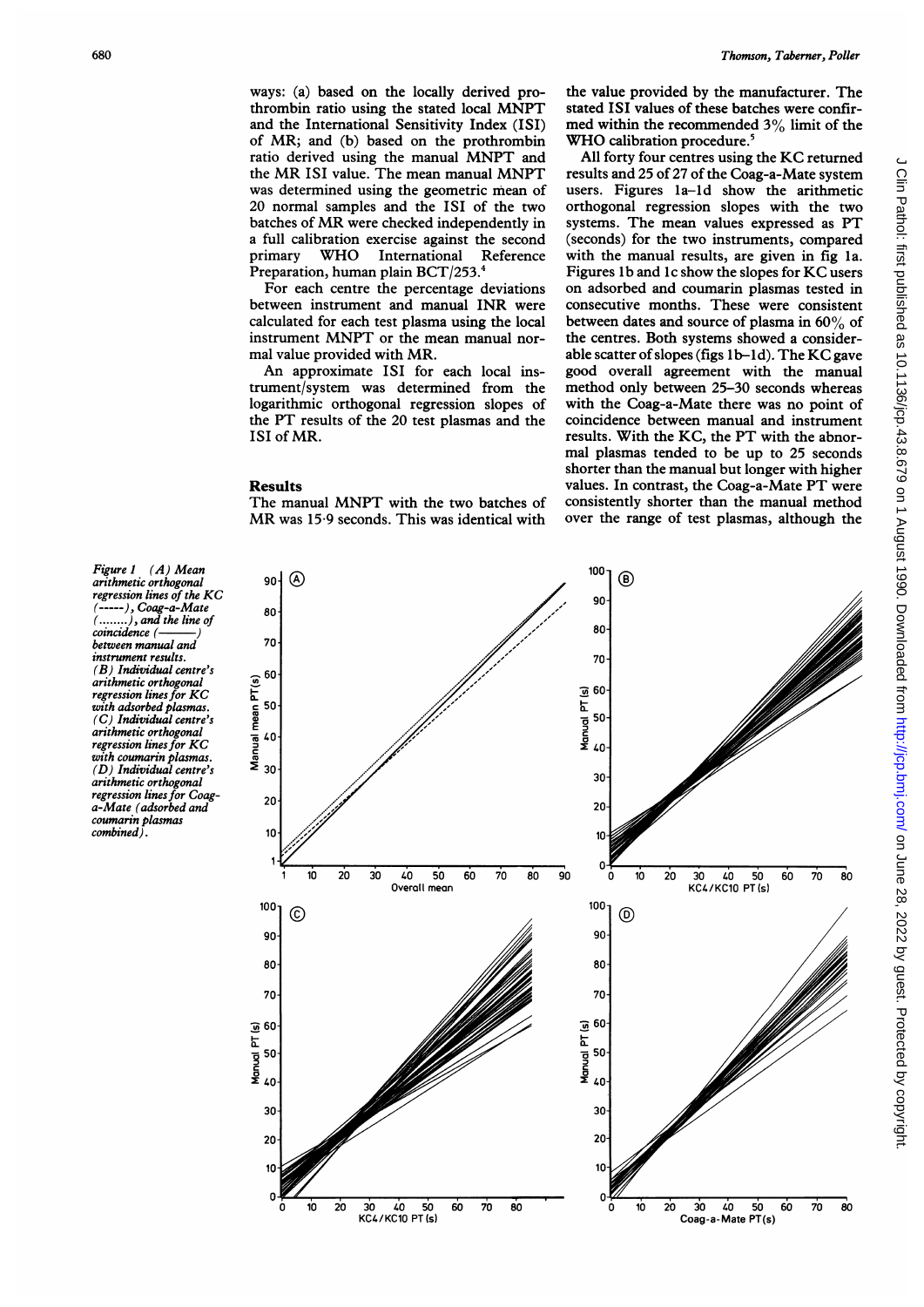ways: (a) based on the locally derived prothrombin ratio using the stated local MNPT and the International Sensitivity Index (ISI) of MR; and (b) based on the prothrombin ratio derived using the manual MNPT and the MR ISI value. The mean manual MNPT was determined using the geometric mean of 20 normal samples and the ISI of the two batches of MR were checked independently in a full calibration exercise against the second primary WHO International Reference Preparation, human plain BCT/253.[4]

For each centre the percentage deviations between instrument and manual INR were calculated for each test plasma using the local instrument MNPT or the mean manual normal value provided with MR.

An approximate ISI for each local instrument/system was determined from the logarithmic orthogonal regression slopes of the PT results of the 20 test plasmas and the ISI of MR.

## Results

The manual MNPT with the two batches of MR was 15·9 seconds. This was identical with the value provided by the manufacturer. The stated ISI values of these batches were confirmed within the recommended 3% limit of the WHO calibration procedure.[5]

All forty four centres using the KC returned results and 25 of 27 of the Coag-a-Mate system users. Figures 1a–1d show the arithmetic orthogonal regression slopes with the two systems. The mean values expressed as PT (seconds) for the two instruments, compared with the manual results, are given in fig 1a. Figures 1b and 1c show the slopes for KC users on adsorbed and coumarin plasmas tested in consecutive months. These were consistent between dates and source of plasma in 60% of the centres. Both systems showed a considerable scatter of slopes (figs 1b–1d). The KC gave good overall agreement with the manual method only between 25–30 seconds whereas with the Coag-a-Mate there was no point of coincidence between manual and instrument results. With the KC, the PT with the abnormal plasmas tended to be up to 25 seconds shorter than the manual but longer with higher values. In contrast, the Coag-a-Mate PT were consistently shorter than the manual method over the range of test plasmas, although the

Figure 1 (A) Mean arithmetic orthogonal regression lines of the KC (-----), Coag-a-Mate (........), and the line of coincidence (———) between manual and instrument results. (B) Individual centre's arithmetic orthogonal regression lines for KC with adsorbed plasmas. (C) Individual centre's arithmetic orthogonal regression lines for KC with coumarin plasmas. (D) Individual centre's arithmetic orthogonal regression lines for Coag-a-Mate (adsorbed and coumarin plasmas combined).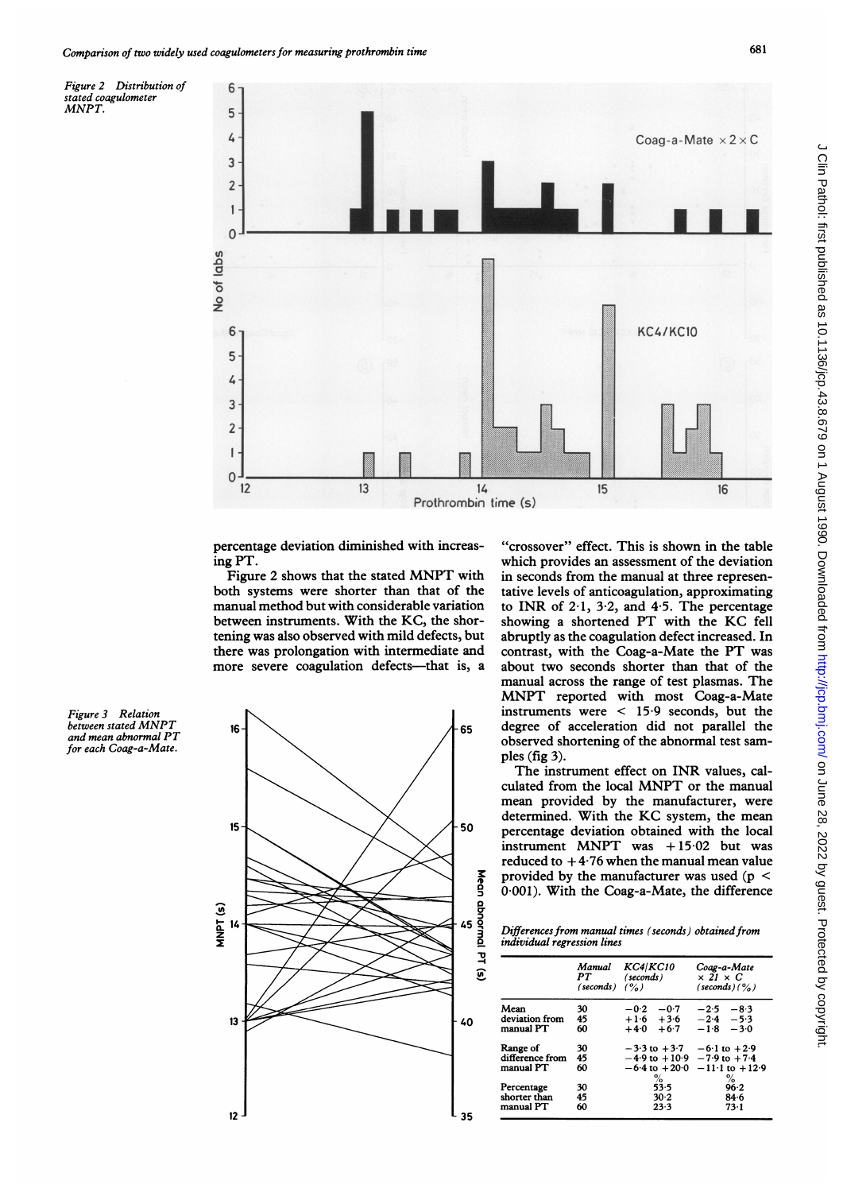Figure 2 Distribution of stated coagulometer MNPT.

percentage deviation diminished with increasing PT.

Figure 2 shows that the stated MNPT with both systems were shorter than that of the manual method but with considerable variation between instruments. With the KC, the shortening was also observed with mild defects, but there was prolongation with intermediate and more severe coagulation defects—that is, a "crossover" effect. This is shown in the table which provides an assessment of the deviation in seconds from the manual at three representative levels of anticoagulation, approximating to INR of 2·1, 3·2, and 4·5. The percentage showing a shortened PT with the KC fell abruptly as the coagulation defect increased. In contrast, with the Coag-a-Mate the PT was about two seconds shorter than that of the manual across the range of test plasmas. The MNPT reported with most Coag-a-Mate instruments were < 15·9 seconds, but the degree of acceleration did not parallel the observed shortening of the abnormal test samples (fig 3).

Figure 3 Relation between stated MNPT and mean abnormal PT for each Coag-a-Mate.

The instrument effect on INR values, calculated from the local MNPT or the manual mean provided by the manufacturer, were determined. With the KC system, the mean percentage deviation obtained with the local instrument MNPT was +15·02 but was reduced to +4·76 when the manual mean value provided by the manufacturer was used ($p < 0.001$). With the Coag-a-Mate, the difference

*Differences from manual times (seconds) obtained from individual regression lines*

| | Manual PT (seconds) | KC4/KC10 (seconds) | (%) | Coag-a-Mate × 21 × C (seconds) | (%) |
|---|---|---|---|---|---|
| Mean deviation from manual PT | 30 | −0·2 | −0·7 | −2·5 | −8·3 |
| | 45 | +1·6 | +3·6 | −2·4 | −5·3 |
| | 60 | +4·0 | +6·7 | −1·8 | −3·0 |
| Range of difference from manual PT | 30 | −3·3 to +3·7 | | −6·1 to +2·9 | |
| | 45 | −4·9 to +10·9 | | −7·9 to +7·4 | |
| | 60 | −6·4 to +20·0 | | −11·1 to +12·9 | |
| | | % | | % | |
| Percentage shorter than manual PT | 30 | 53·5 | | 96·2 | |
| | 45 | 30·2 | | 84·6 | |
| | 60 | 23·3 | | 73·1 | |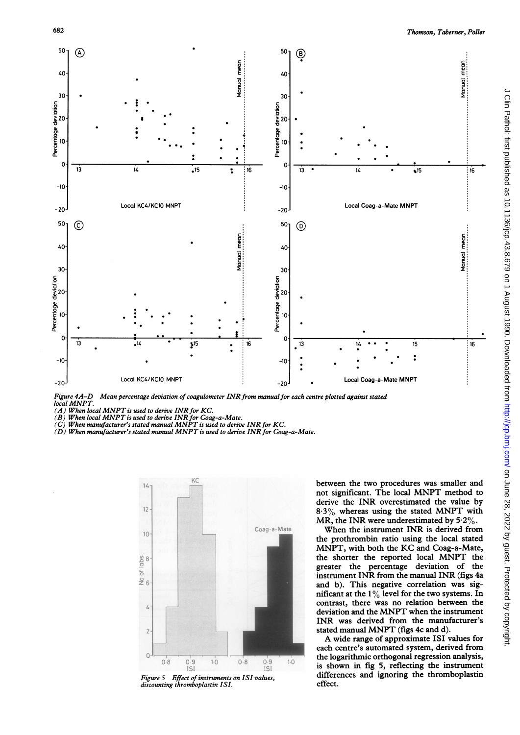*Figure 4A–D Mean percentage deviation of coagulometer INR from manual for each centre plotted against stated local MNPT.*
*(A) When local MNPT is used to derive INR for KC.*
*(B) When local MNPT is used to derive INR for Coag-a-Mate.*
*(C) When manufacturer's stated manual MNPT is used to derive INR for KC.*
*(D) When manufacturer's stated manual MNPT is used to derive INR for Coag-a-Mate.*

*Figure 5 Effect of instruments on ISI values, discounting thromboplastin ISI.*

between the two procedures was smaller and not significant. The local MNPT method to derive the INR overestimated the value by 8·3% whereas using the stated MNPT with MR, the INR were underestimated by 5·2%.

When the instrument INR is derived from the prothrombin ratio using the local stated MNPT, with both the KC and Coag-a-Mate, the shorter the reported local MNPT the greater the percentage deviation of the instrument INR from the manual INR (figs 4a and b). This negative correlation was significant at the 1% level for the two systems. In contrast, there was no relation between the deviation and the MNPT when the instrument INR was derived from the manufacturer's stated manual MNPT (figs 4c and d).

A wide range of approximate ISI values for each centre's automated system, derived from the logarithmic orthogonal regression analysis, is shown in fig 5, reflecting the instrument differences and ignoring the thromboplastin effect.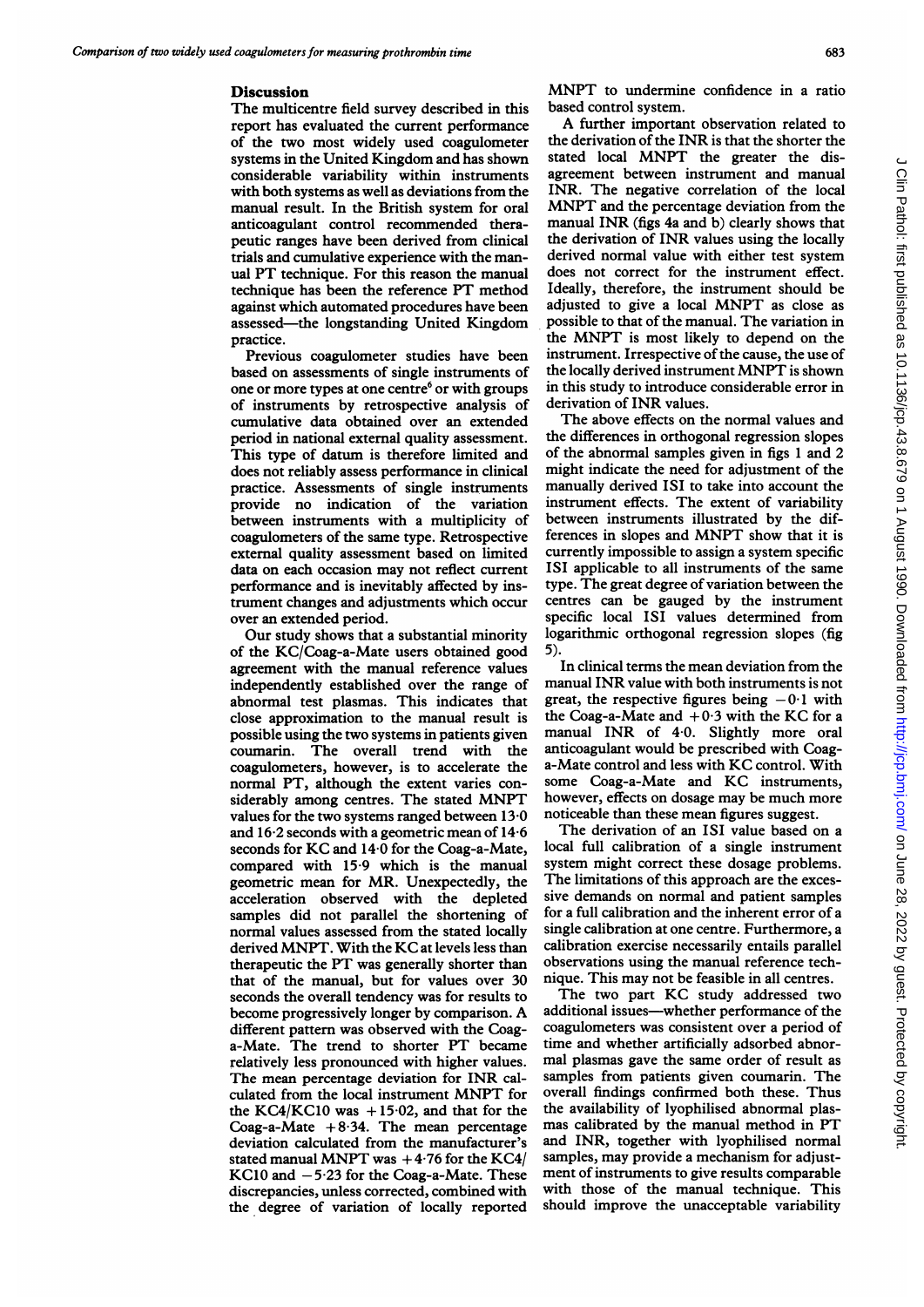## Discussion

The multicentre field survey described in this report has evaluated the current performance of the two most widely used coagulometer systems in the United Kingdom and has shown considerable variability within instruments with both systems as well as deviations from the manual result. In the British system for oral anticoagulant control recommended therapeutic ranges have been derived from clinical trials and cumulative experience with the manual PT technique. For this reason the manual technique has been the reference PT method against which automated procedures have been assessed—the longstanding United Kingdom practice.

Previous coagulometer studies have been based on assessments of single instruments of one or more types at one centre[6] or with groups of instruments by retrospective analysis of cumulative data obtained over an extended period in national external quality assessment. This type of datum is therefore limited and does not reliably assess performance in clinical practice. Assessments of single instruments provide no indication of the variation between instruments with a multiplicity of coagulometers of the same type. Retrospective external quality assessment based on limited data on each occasion may not reflect current performance and is inevitably affected by instrument changes and adjustments which occur over an extended period.

Our study shows that a substantial minority of the KC/Coag-a-Mate users obtained good agreement with the manual reference values independently established over the range of abnormal test plasmas. This indicates that close approximation to the manual result is possible using the two systems in patients given coumarin. The overall trend with the coagulometers, however, is to accelerate the normal PT, although the extent varies considerably among centres. The stated MNPT values for the two systems ranged between 13·0 and 16·2 seconds with a geometric mean of 14·6 seconds for KC and 14·0 for the Coag-a-Mate, compared with 15·9 which is the manual geometric mean for MR. Unexpectedly, the acceleration observed with the depleted samples did not parallel the shortening of normal values assessed from the stated locally derived MNPT. With the KC at levels less than therapeutic the PT was generally shorter than that of the manual, but for values over 30 seconds the overall tendency was for results to become progressively longer by comparison. A different pattern was observed with the Coag-a-Mate. The trend to shorter PT became relatively less pronounced with higher values. The mean percentage deviation for INR calculated from the local instrument MNPT for the KC4/KC10 was +15·02, and that for the Coag-a-Mate +8·34. The mean percentage deviation calculated from the manufacturer's stated manual MNPT was +4·76 for the KC4/KC10 and −5·23 for the Coag-a-Mate. These discrepancies, unless corrected, combined with the degree of variation of locally reported MNPT to undermine confidence in a ratio based control system.

A further important observation related to the derivation of the INR is that the shorter the stated local MNPT the greater the disagreement between instrument and manual INR. The negative correlation of the local MNPT and the percentage deviation from the manual INR (figs 4a and b) clearly shows that the derivation of INR values using the locally derived normal value with either test system does not correct for the instrument effect. Ideally, therefore, the instrument should be adjusted to give a local MNPT as close as possible to that of the manual. The variation in the MNPT is most likely to depend on the instrument. Irrespective of the cause, the use of the locally derived instrument MNPT is shown in this study to introduce considerable error in derivation of INR values.

The above effects on the normal values and the differences in orthogonal regression slopes of the abnormal samples given in figs 1 and 2 might indicate the need for adjustment of the manually derived ISI to take into account the instrument effects. The extent of variability between instruments illustrated by the differences in slopes and MNPT show that it is currently impossible to assign a system specific ISI applicable to all instruments of the same type. The great degree of variation between the centres can be gauged by the instrument specific local ISI values determined from logarithmic orthogonal regression slopes (fig 5).

In clinical terms the mean deviation from the manual INR value with both instruments is not great, the respective figures being −0·1 with the Coag-a-Mate and +0·3 with the KC for a manual INR of 4·0. Slightly more oral anticoagulant would be prescribed with Coag-a-Mate control and less with KC control. With some Coag-a-Mate and KC instruments, however, effects on dosage may be much more noticeable than these mean figures suggest.

The derivation of an ISI value based on a local full calibration of a single instrument system might correct these dosage problems. The limitations of this approach are the excessive demands on normal and patient samples for a full calibration and the inherent error of a single calibration at one centre. Furthermore, a calibration exercise necessarily entails parallel observations using the manual reference technique. This may not be feasible in all centres.

The two part KC study addressed two additional issues—whether performance of the coagulometers was consistent over a period of time and whether artificially adsorbed abnormal plasmas gave the same order of result as samples from patients given coumarin. The overall findings confirmed both these. Thus the availability of lyophilised abnormal plasmas calibrated by the manual method in PT and INR, together with lyophilised normal samples, may provide a mechanism for adjustment of instruments to give results comparable with those of the manual technique. This should improve the unacceptable variability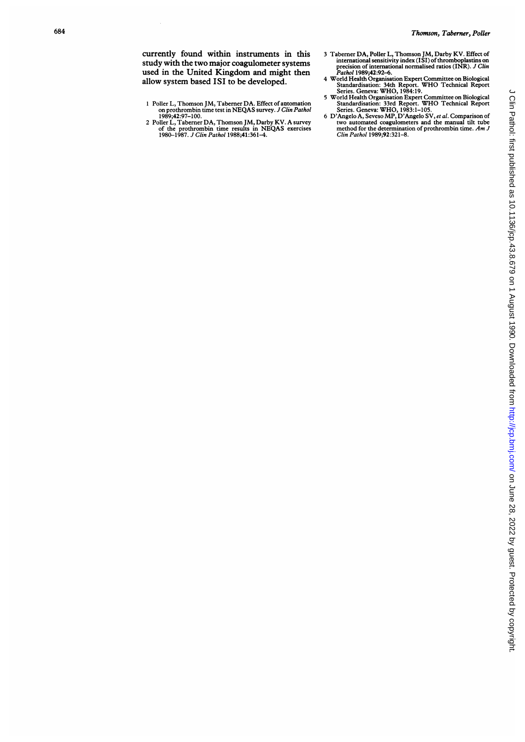currently found within instruments in this study with the two major coagulometer systems used in the United Kingdom and might then allow system based ISI to be developed.

1 Poller L, Thomson JM, Taberner DA. Effect of automation on prothrombin time test in NEQAS survey. *J Clin Pathol* 1989;**42**:97–100.
2 Poller L, Taberner DA, Thomson JM, Darby KV. A survey of the prothrombin time results in NEQAS exercises 1980–1987. *J Clin Pathol* 1988;**41**:361–4.
3 Taberner DA, Poller L, Thomson JM, Darby KV. Effect of international sensitivity index (ISI) of thromboplastins on precision of international normalised ratios (INR). *J Clin Pathol* 1989;**42**:92–6.
4 World Health Organisation Expert Committee on Biological Standardisation: 34th Report. WHO Technical Report Series. Geneva: WHO, 1984:19.
5 World Health Organisation Expert Committee on Biological Standardisation: 33rd Report. WHO Technical Report Series. Geneva: WHO, 1983:1–105.
6 D'Angelo A, Seveso MP, D'Angelo SV, *et al*. Comparison of two automated coagulometers and the manual tilt tube method for the determination of prothrombin time. *Am J Clin Pathol* 1989;**92**:321–8.